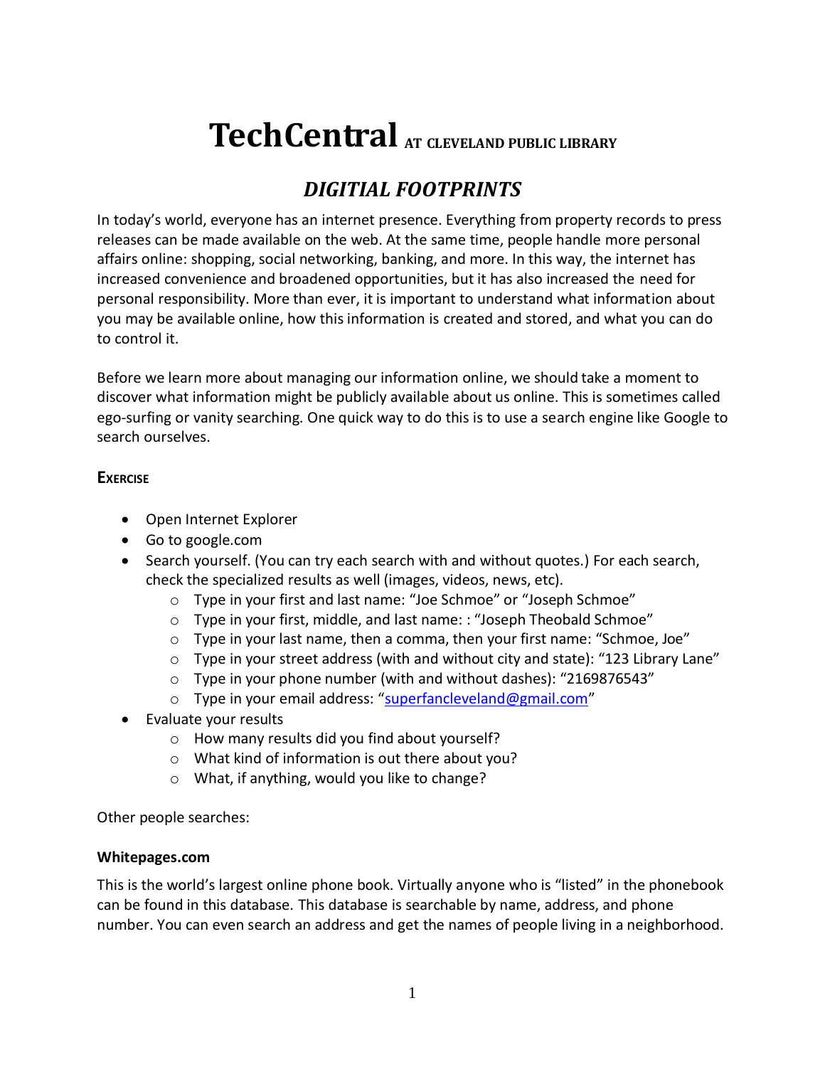# TechCentral AT CLEVELAND PUBLIC LIBRARY

## *DIGITIAL FOOTPRINTS*

In today's world, everyone has an internet presence. Everything from property records to press releases can be made available on the web. At the same time, people handle more personal affairs online: shopping, social networking, banking, and more. In this way, the internet has increased convenience and broadened opportunities, but it has also increased the need for personal responsibility. More than ever, it is important to understand what information about you may be available online, how this information is created and stored, and what you can do to control it.

Before we learn more about managing our information online, we should take a moment to discover what information might be publicly available about us online. This is sometimes called ego-surfing or vanity searching. One quick way to do this is to use a search engine like Google to search ourselves.

### EXERCISE

- Open Internet Explorer
- Go to google.com
- Search yourself. (You can try each search with and without quotes.) For each search, check the specialized results as well (images, videos, news, etc).
  - Type in your first and last name: "Joe Schmoe" or "Joseph Schmoe"
  - Type in your first, middle, and last name: : "Joseph Theobald Schmoe"
  - Type in your last name, then a comma, then your first name: "Schmoe, Joe"
  - Type in your street address (with and without city and state): "123 Library Lane"
  - Type in your phone number (with and without dashes): "2169876543"
  - Type in your email address: "superfancleveland@gmail.com"
- Evaluate your results
  - How many results did you find about yourself?
  - What kind of information is out there about you?
  - What, if anything, would you like to change?

Other people searches:

**Whitepages.com**

This is the world's largest online phone book. Virtually anyone who is "listed" in the phonebook can be found in this database. This database is searchable by name, address, and phone number. You can even search an address and get the names of people living in a neighborhood.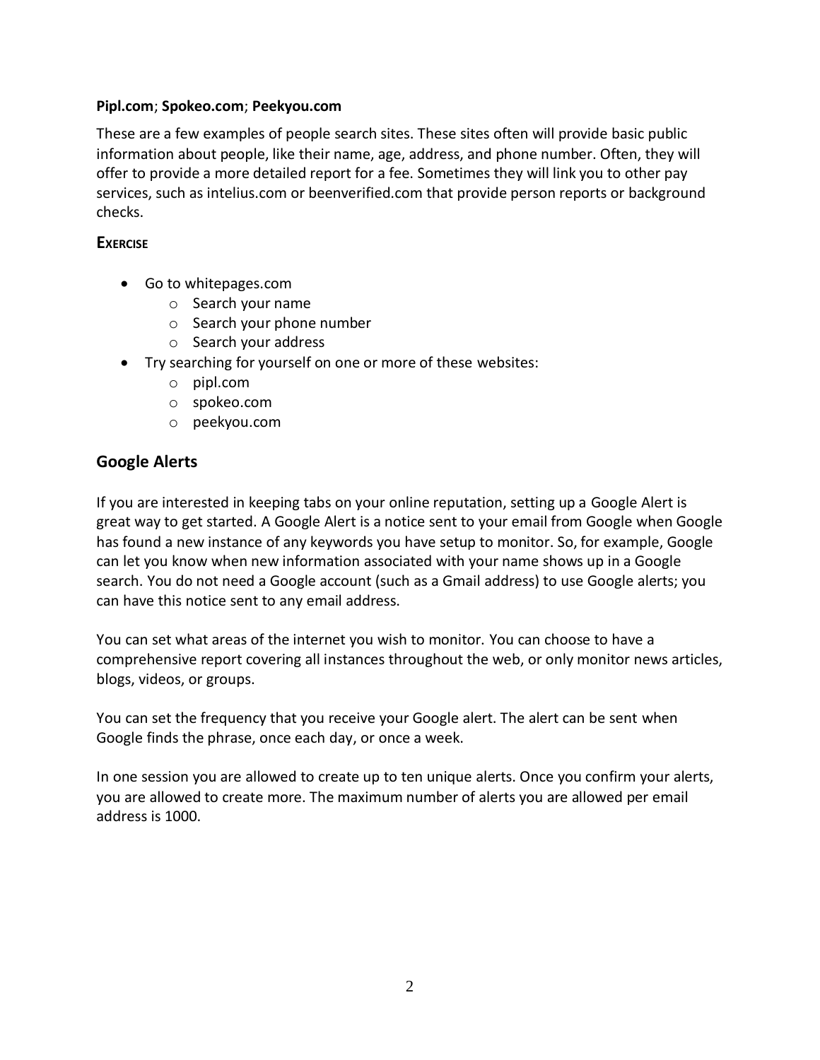**Pipl.com**; **Spokeo.com**; **Peekyou.com**

These are a few examples of people search sites. These sites often will provide basic public information about people, like their name, age, address, and phone number. Often, they will offer to provide a more detailed report for a fee. Sometimes they will link you to other pay services, such as intelius.com or beenverified.com that provide person reports or background checks.

**Exercise**

- Go to whitepages.com
  - Search your name
  - Search your phone number
  - Search your address
- Try searching for yourself on one or more of these websites:
  - pipl.com
  - spokeo.com
  - peekyou.com

## Google Alerts

If you are interested in keeping tabs on your online reputation, setting up a Google Alert is great way to get started. A Google Alert is a notice sent to your email from Google when Google has found a new instance of any keywords you have setup to monitor. So, for example, Google can let you know when new information associated with your name shows up in a Google search. You do not need a Google account (such as a Gmail address) to use Google alerts; you can have this notice sent to any email address.

You can set what areas of the internet you wish to monitor. You can choose to have a comprehensive report covering all instances throughout the web, or only monitor news articles, blogs, videos, or groups.

You can set the frequency that you receive your Google alert. The alert can be sent when Google finds the phrase, once each day, or once a week.

In one session you are allowed to create up to ten unique alerts. Once you confirm your alerts, you are allowed to create more. The maximum number of alerts you are allowed per email address is 1000.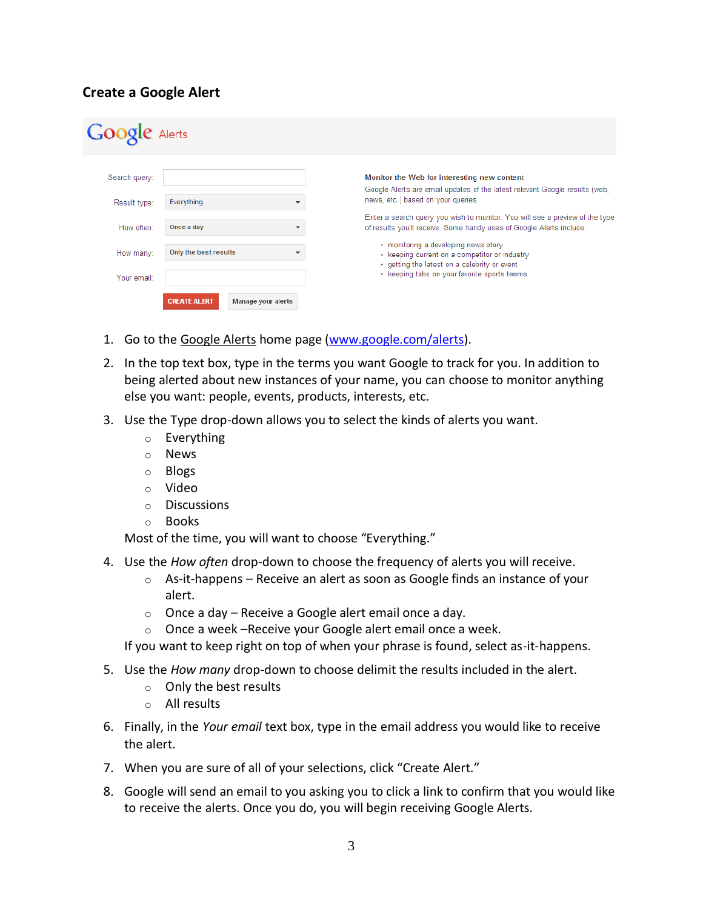## Create a Google Alert

Google Alerts

Search query:

Result type: Everything

How often: Once a day

How many: Only the best results

Your email:

CREATE ALERT Manage your alerts

**Monitor the Web for interesting new content**

Google Alerts are email updates of the latest relevant Google results (web, news, etc.) based on your queries.

Enter a search query you wish to monitor. You will see a preview of the type of results you'll receive. Some handy uses of Google Alerts include:

- monitoring a developing news story
- keeping current on a competitor or industry
- getting the latest on a celebrity or event
- keeping tabs on your favorite sports teams

1. Go to the Google Alerts home page (www.google.com/alerts).
2. In the top text box, type in the terms you want Google to track for you. In addition to being alerted about new instances of your name, you can choose to monitor anything else you want: people, events, products, interests, etc.
3. Use the Type drop-down allows you to select the kinds of alerts you want.
    - Everything
    - News
    - Blogs
    - Video
    - Discussions
    - Books

   Most of the time, you will want to choose "Everything."
4. Use the *How often* drop-down to choose the frequency of alerts you will receive.
    - As-it-happens – Receive an alert as soon as Google finds an instance of your alert.
    - Once a day – Receive a Google alert email once a day.
    - Once a week –Receive your Google alert email once a week.

   If you want to keep right on top of when your phrase is found, select as-it-happens.
5. Use the *How many* drop-down to choose delimit the results included in the alert.
    - Only the best results
    - All results
6. Finally, in the *Your email* text box, type in the email address you would like to receive the alert.
7. When you are sure of all of your selections, click "Create Alert."
8. Google will send an email to you asking you to click a link to confirm that you would like to receive the alerts. Once you do, you will begin receiving Google Alerts.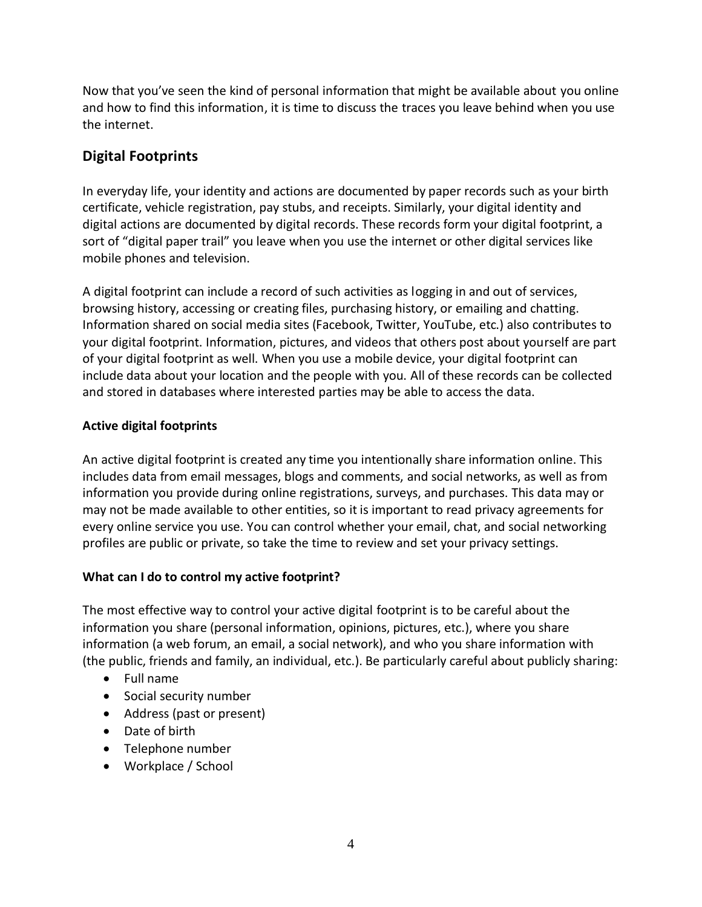Now that you've seen the kind of personal information that might be available about you online and how to find this information, it is time to discuss the traces you leave behind when you use the internet.

## Digital Footprints

In everyday life, your identity and actions are documented by paper records such as your birth certificate, vehicle registration, pay stubs, and receipts. Similarly, your digital identity and digital actions are documented by digital records. These records form your digital footprint, a sort of "digital paper trail" you leave when you use the internet or other digital services like mobile phones and television.

A digital footprint can include a record of such activities as logging in and out of services, browsing history, accessing or creating files, purchasing history, or emailing and chatting. Information shared on social media sites (Facebook, Twitter, YouTube, etc.) also contributes to your digital footprint. Information, pictures, and videos that others post about yourself are part of your digital footprint as well. When you use a mobile device, your digital footprint can include data about your location and the people with you. All of these records can be collected and stored in databases where interested parties may be able to access the data.

### Active digital footprints

An active digital footprint is created any time you intentionally share information online. This includes data from email messages, blogs and comments, and social networks, as well as from information you provide during online registrations, surveys, and purchases. This data may or may not be made available to other entities, so it is important to read privacy agreements for every online service you use. You can control whether your email, chat, and social networking profiles are public or private, so take the time to review and set your privacy settings.

### What can I do to control my active footprint?

The most effective way to control your active digital footprint is to be careful about the information you share (personal information, opinions, pictures, etc.), where you share information (a web forum, an email, a social network), and who you share information with (the public, friends and family, an individual, etc.). Be particularly careful about publicly sharing:

- Full name
- Social security number
- Address (past or present)
- Date of birth
- Telephone number
- Workplace / School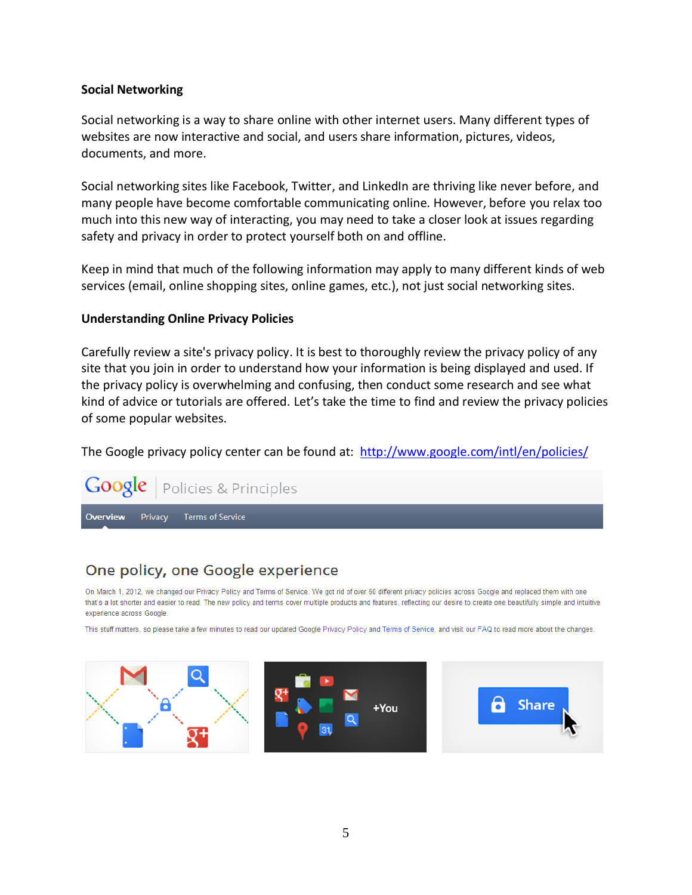**Social Networking**

Social networking is a way to share online with other internet users. Many different types of websites are now interactive and social, and users share information, pictures, videos, documents, and more.

Social networking sites like Facebook, Twitter, and LinkedIn are thriving like never before, and many people have become comfortable communicating online. However, before you relax too much into this new way of interacting, you may need to take a closer look at issues regarding safety and privacy in order to protect yourself both on and offline.

Keep in mind that much of the following information may apply to many different kinds of web services (email, online shopping sites, online games, etc.), not just social networking sites.

**Understanding Online Privacy Policies**

Carefully review a site's privacy policy. It is best to thoroughly review the privacy policy of any site that you join in order to understand how your information is being displayed and used. If the privacy policy is overwhelming and confusing, then conduct some research and see what kind of advice or tutorials are offered. Let's take the time to find and review the privacy policies of some popular websites.

The Google privacy policy center can be found at: http://www.google.com/intl/en/policies/

Google | Policies & Principles

Overview Privacy Terms of Service

One policy, one Google experience

On March 1, 2012, we changed our Privacy Policy and Terms of Service. We got rid of over 60 different privacy policies across Google and replaced them with one that's a lot shorter and easier to read. The new policy and terms cover multiple products and features, reflecting our desire to create one beautifully simple and intuitive experience across Google.

This stuff matters, so please take a few minutes to read our updated Google Privacy Policy and Terms of Service, and visit our FAQ to read more about the changes.

+You

Share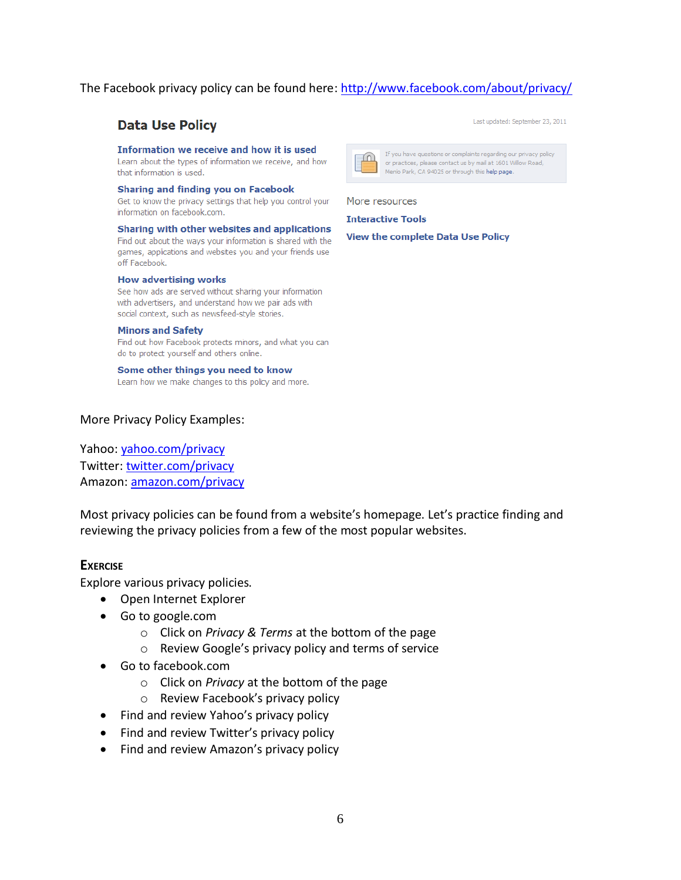The Facebook privacy policy can be found here: http://www.facebook.com/about/privacy/

## Data Use Policy

Last updated: September 23, 2011

**Information we receive and how it is used**
Learn about the types of information we receive, and how that information is used.

**Sharing and finding you on Facebook**
Get to know the privacy settings that help you control your information on facebook.com.

**Sharing with other websites and applications**
Find out about the ways your information is shared with the games, applications and websites you and your friends use off Facebook.

**How advertising works**
See how ads are served without sharng your information with advertisers, and understand how we pair ads with social context, such as newsfeed-style stories.

**Minors and Safety**
Find out how Facebook protects minors, and what you can do to protect yourself and others online.

**Some other things you need to know**
Learn how we make changes to this policy and more.

If you have questions or complaints regarding our privacy policy or practices, please contact us by mail at 1601 Willow Road, Menlo Park, CA 94025 or through this help page.

More resources

**Interactive Tools**

**View the complete Data Use Policy**

More Privacy Policy Examples:

Yahoo: yahoo.com/privacy
Twitter: twitter.com/privacy
Amazon: amazon.com/privacy

Most privacy policies can be found from a website's homepage. Let's practice finding and reviewing the privacy policies from a few of the most popular websites.

### Exercise

Explore various privacy policies.

- Open Internet Explorer
- Go to google.com
  - Click on *Privacy & Terms* at the bottom of the page
  - Review Google's privacy policy and terms of service
- Go to facebook.com
  - Click on *Privacy* at the bottom of the page
  - Review Facebook's privacy policy
- Find and review Yahoo's privacy policy
- Find and review Twitter's privacy policy
- Find and review Amazon's privacy policy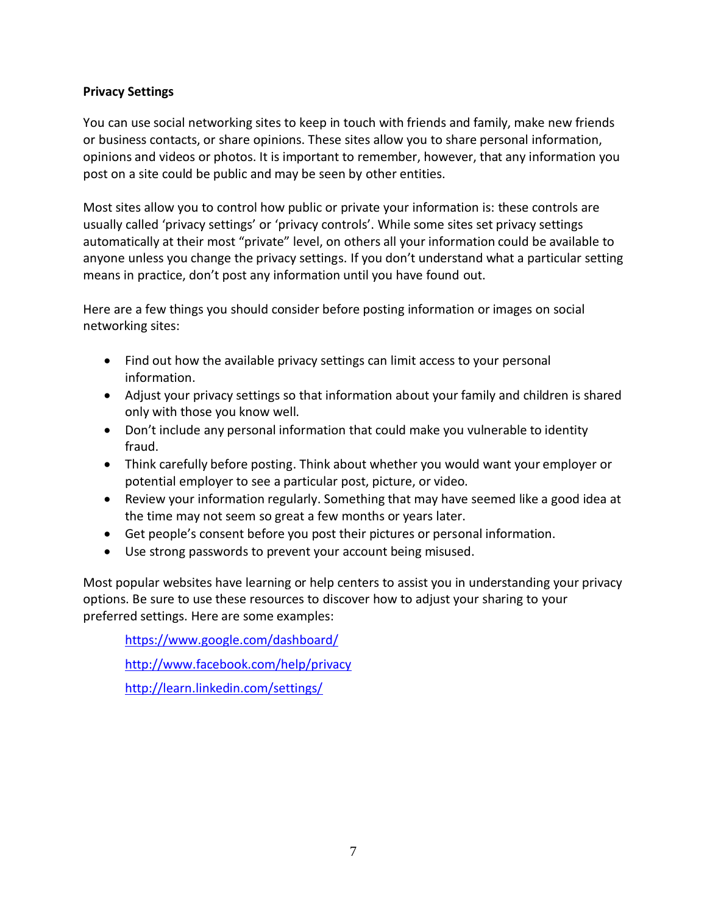**Privacy Settings**

You can use social networking sites to keep in touch with friends and family, make new friends or business contacts, or share opinions. These sites allow you to share personal information, opinions and videos or photos. It is important to remember, however, that any information you post on a site could be public and may be seen by other entities.

Most sites allow you to control how public or private your information is: these controls are usually called 'privacy settings' or 'privacy controls'. While some sites set privacy settings automatically at their most "private" level, on others all your information could be available to anyone unless you change the privacy settings. If you don't understand what a particular setting means in practice, don't post any information until you have found out.

Here are a few things you should consider before posting information or images on social networking sites:

- Find out how the available privacy settings can limit access to your personal information.
- Adjust your privacy settings so that information about your family and children is shared only with those you know well.
- Don't include any personal information that could make you vulnerable to identity fraud.
- Think carefully before posting. Think about whether you would want your employer or potential employer to see a particular post, picture, or video.
- Review your information regularly. Something that may have seemed like a good idea at the time may not seem so great a few months or years later.
- Get people's consent before you post their pictures or personal information.
- Use strong passwords to prevent your account being misused.

Most popular websites have learning or help centers to assist you in understanding your privacy options. Be sure to use these resources to discover how to adjust your sharing to your preferred settings. Here are some examples:

> [https://www.google.com/dashboard/](https://www.google.com/dashboard/)
>
> [http://www.facebook.com/help/privacy](http://www.facebook.com/help/privacy)
>
> [http://learn.linkedin.com/settings/](http://learn.linkedin.com/settings/)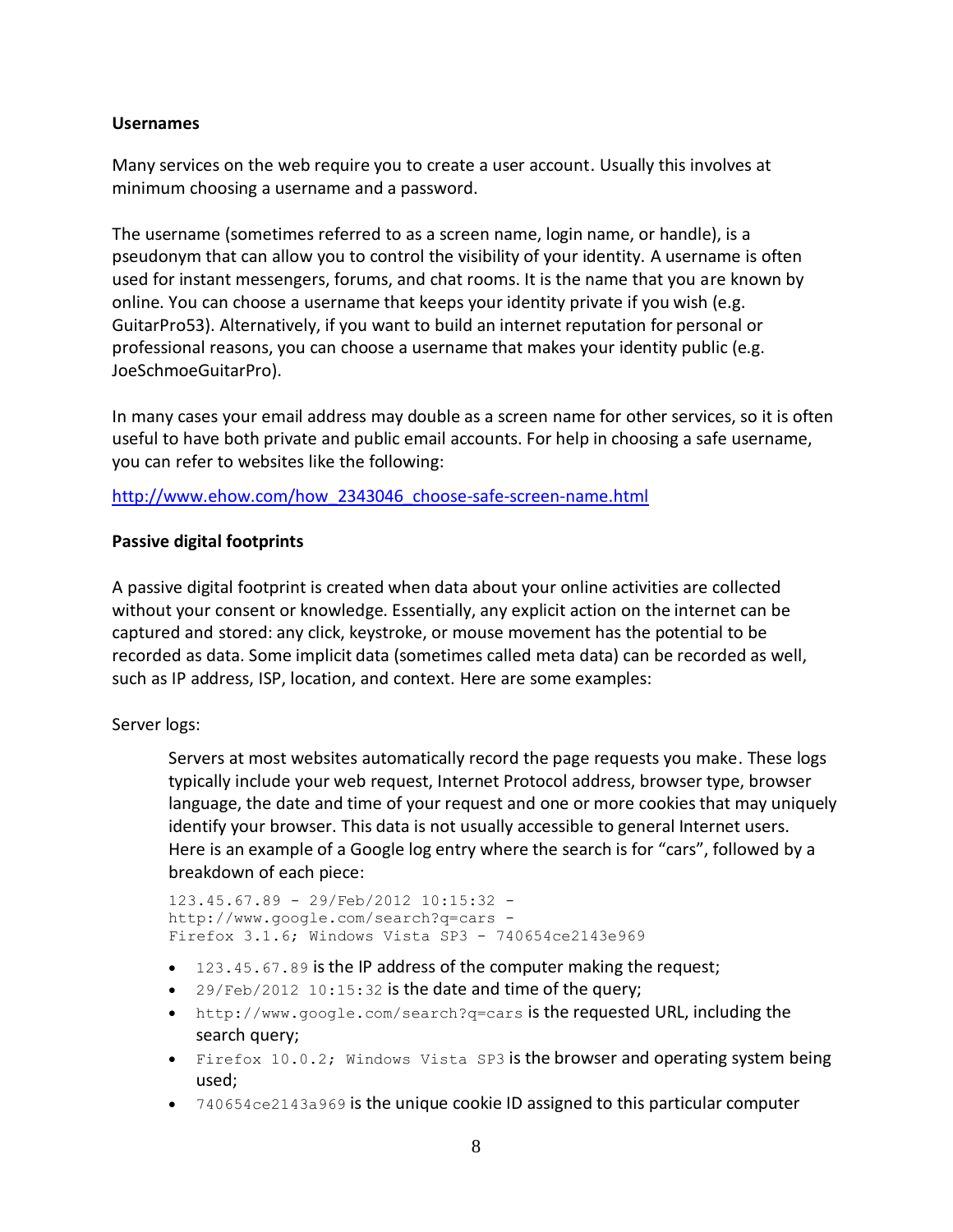**Usernames**

Many services on the web require you to create a user account. Usually this involves at minimum choosing a username and a password.

The username (sometimes referred to as a screen name, login name, or handle), is a pseudonym that can allow you to control the visibility of your identity. A username is often used for instant messengers, forums, and chat rooms. It is the name that you are known by online. You can choose a username that keeps your identity private if you wish (e.g. GuitarPro53). Alternatively, if you want to build an internet reputation for personal or professional reasons, you can choose a username that makes your identity public (e.g. JoeSchmoeGuitarPro).

In many cases your email address may double as a screen name for other services, so it is often useful to have both private and public email accounts. For help in choosing a safe username, you can refer to websites like the following:

http://www.ehow.com/how_2343046_choose-safe-screen-name.html

**Passive digital footprints**

A passive digital footprint is created when data about your online activities are collected without your consent or knowledge. Essentially, any explicit action on the internet can be captured and stored: any click, keystroke, or mouse movement has the potential to be recorded as data. Some implicit data (sometimes called meta data) can be recorded as well, such as IP address, ISP, location, and context. Here are some examples:

Server logs:

Servers at most websites automatically record the page requests you make. These logs typically include your web request, Internet Protocol address, browser type, browser language, the date and time of your request and one or more cookies that may uniquely identify your browser. This data is not usually accessible to general Internet users. Here is an example of a Google log entry where the search is for "cars", followed by a breakdown of each piece:

```
123.45.67.89 - 29/Feb/2012 10:15:32 -
http://www.google.com/search?q=cars -
Firefox 3.1.6; Windows Vista SP3 - 740654ce2143e969
```

- `123.45.67.89` is the IP address of the computer making the request;
- `29/Feb/2012 10:15:32` is the date and time of the query;
- `http://www.google.com/search?q=cars` is the requested URL, including the search query;
- `Firefox 10.0.2; Windows Vista SP3` is the browser and operating system being used;
- `740654ce2143a969` is the unique cookie ID assigned to this particular computer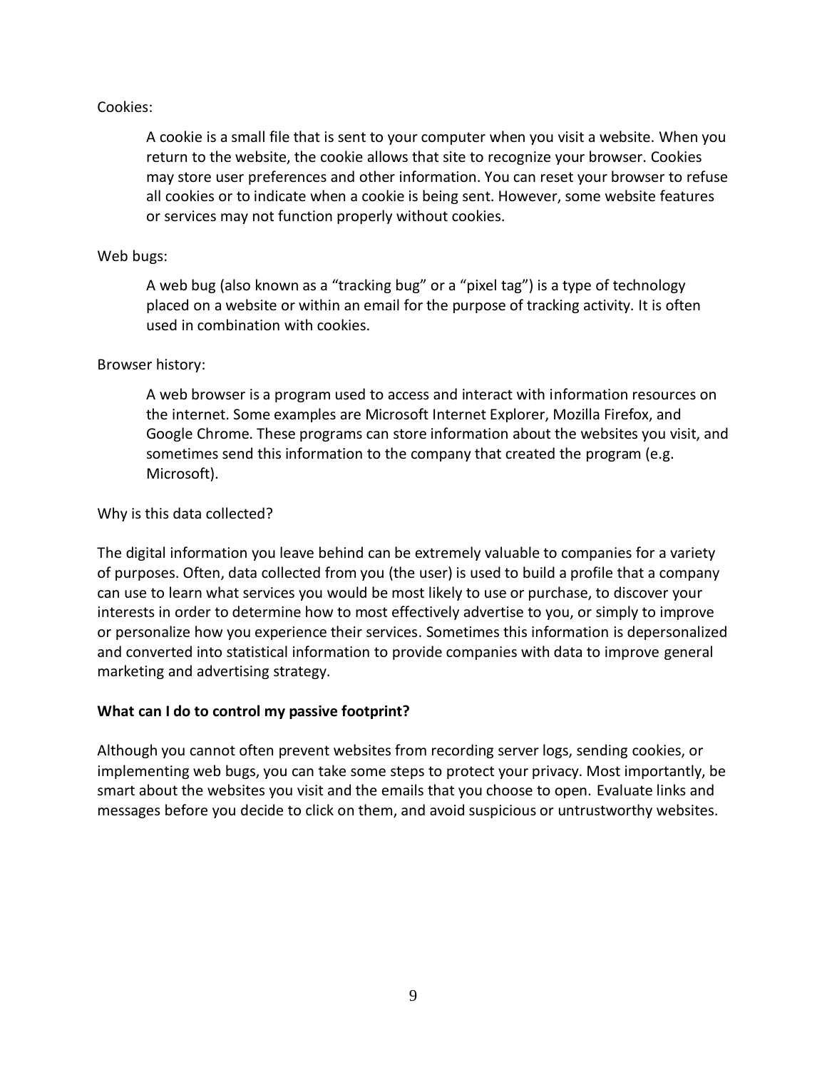Cookies:

> A cookie is a small file that is sent to your computer when you visit a website. When you return to the website, the cookie allows that site to recognize your browser. Cookies may store user preferences and other information. You can reset your browser to refuse all cookies or to indicate when a cookie is being sent. However, some website features or services may not function properly without cookies.

Web bugs:

> A web bug (also known as a "tracking bug" or a "pixel tag") is a type of technology placed on a website or within an email for the purpose of tracking activity. It is often used in combination with cookies.

Browser history:

> A web browser is a program used to access and interact with information resources on the internet. Some examples are Microsoft Internet Explorer, Mozilla Firefox, and Google Chrome. These programs can store information about the websites you visit, and sometimes send this information to the company that created the program (e.g. Microsoft).

Why is this data collected?

The digital information you leave behind can be extremely valuable to companies for a variety of purposes. Often, data collected from you (the user) is used to build a profile that a company can use to learn what services you would be most likely to use or purchase, to discover your interests in order to determine how to most effectively advertise to you, or simply to improve or personalize how you experience their services. Sometimes this information is depersonalized and converted into statistical information to provide companies with data to improve general marketing and advertising strategy.

**What can I do to control my passive footprint?**

Although you cannot often prevent websites from recording server logs, sending cookies, or implementing web bugs, you can take some steps to protect your privacy. Most importantly, be smart about the websites you visit and the emails that you choose to open. Evaluate links and messages before you decide to click on them, and avoid suspicious or untrustworthy websites.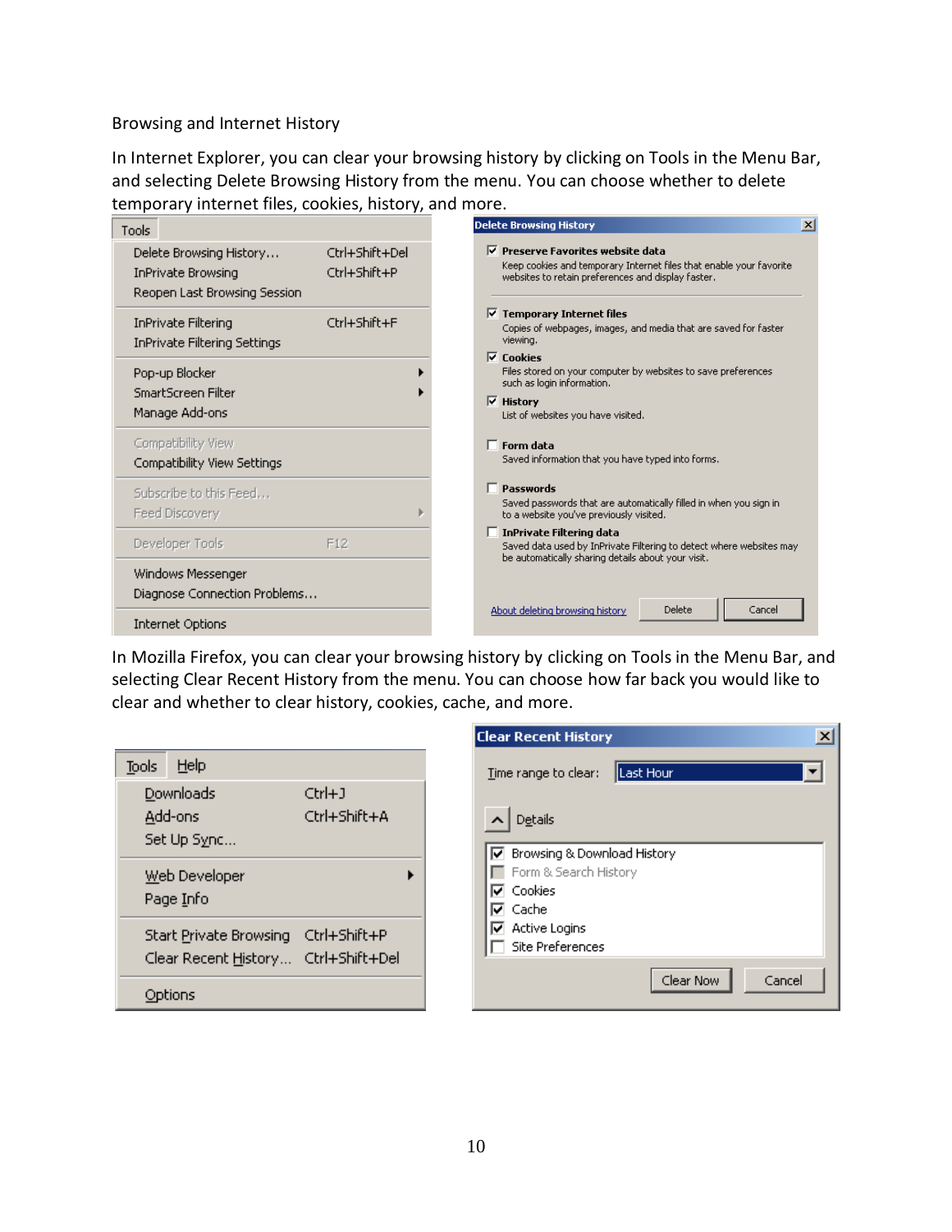Browsing and Internet History

In Internet Explorer, you can clear your browsing history by clicking on Tools in the Menu Bar, and selecting Delete Browsing History from the menu. You can choose whether to delete temporary internet files, cookies, history, and more.

Tools

- Delete Browsing History... Ctrl+Shift+Del
- InPrivate Browsing Ctrl+Shift+P
- Reopen Last Browsing Session
- InPrivate Filtering Ctrl+Shift+F
- InPrivate Filtering Settings
- Pop-up Blocker
- SmartScreen Filter
- Manage Add-ons
- Compatibility View
- Compatibility View Settings
- Subscribe to this Feed...
- Feed Discovery
- Developer Tools F12
- Windows Messenger
- Diagnose Connection Problems...
- Internet Options

Delete Browsing History

- [x] **Preserve Favorites website data**
  Keep cookies and temporary Internet files that enable your favorite websites to retain preferences and display faster.
- [x] **Temporary Internet files**
  Copies of webpages, images, and media that are saved for faster viewing.
- [x] **Cookies**
  Files stored on your computer by websites to save preferences such as login information.
- [x] **History**
  List of websites you have visited.
- [ ] **Form data**
  Saved information that you have typed into forms.
- [ ] **Passwords**
  Saved passwords that are automatically filled in when you sign in to a website you've previously visited.
- [ ] **InPrivate Filtering data**
  Saved data used by InPrivate Filtering to detect where websites may be automatically sharing details about your visit.

About deleting browsing history | Delete | Cancel

In Mozilla Firefox, you can clear your browsing history by clicking on Tools in the Menu Bar, and selecting Clear Recent History from the menu. You can choose how far back you would like to clear and whether to clear history, cookies, cache, and more.

Tools | Help

- Downloads Ctrl+J
- Add-ons Ctrl+Shift+A
- Set Up Sync...
- Web Developer
- Page Info
- Start Private Browsing Ctrl+Shift+P
- Clear Recent History... Ctrl+Shift+Del
- Options

Clear Recent History

Time range to clear: Last Hour

Details

- [x] Browsing & Download History
- [ ] Form & Search History
- [x] Cookies
- [x] Cache
- [x] Active Logins
- [ ] Site Preferences

Clear Now | Cancel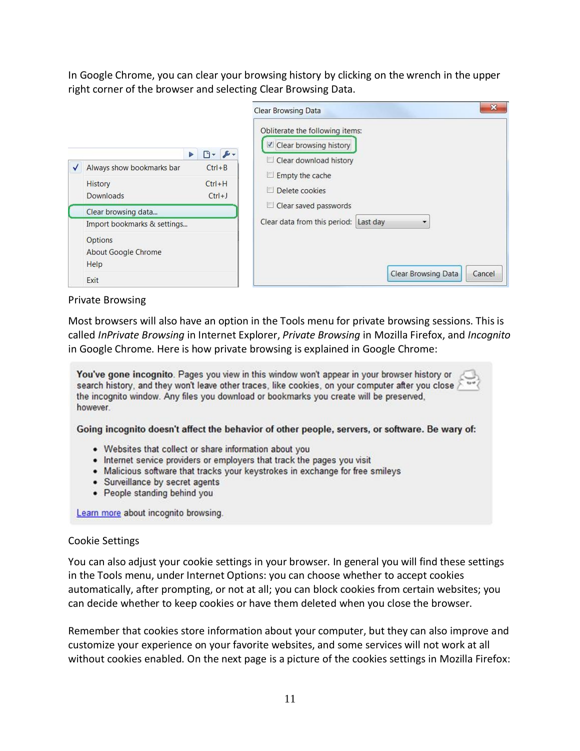In Google Chrome, you can clear your browsing history by clicking on the wrench in the upper right corner of the browser and selecting Clear Browsing Data.

Private Browsing

Most browsers will also have an option in the Tools menu for private browsing sessions. This is called *InPrivate Browsing* in Internet Explorer, *Private Browsing* in Mozilla Firefox, and *Incognito* in Google Chrome. Here is how private browsing is explained in Google Chrome:

**You've gone incognito**. Pages you view in this window won't appear in your browser history or search history, and they won't leave other traces, like cookies, on your computer after you close the incognito window. Any files you download or bookmarks you create will be preserved, however.

**Going incognito doesn't affect the behavior of other people, servers, or software. Be wary of:**

- Websites that collect or share information about you
- Internet service providers or employers that track the pages you visit
- Malicious software that tracks your keystrokes in exchange for free smileys
- Surveillance by secret agents
- People standing behind you

Learn more about incognito browsing.

Cookie Settings

You can also adjust your cookie settings in your browser. In general you will find these settings in the Tools menu, under Internet Options: you can choose whether to accept cookies automatically, after prompting, or not at all; you can block cookies from certain websites; you can decide whether to keep cookies or have them deleted when you close the browser.

Remember that cookies store information about your computer, but they can also improve and customize your experience on your favorite websites, and some services will not work at all without cookies enabled. On the next page is a picture of the cookies settings in Mozilla Firefox: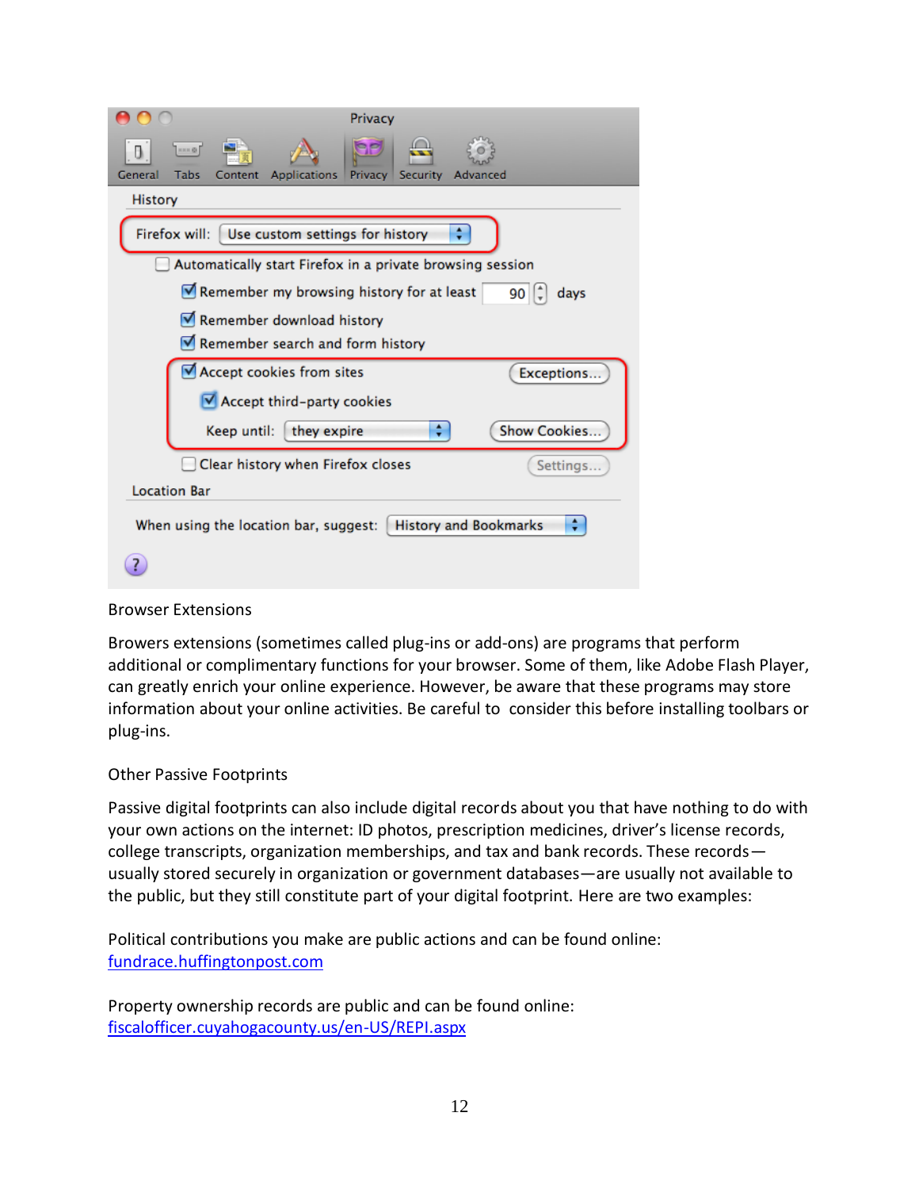## Browser Extensions

Browers extensions (sometimes called plug-ins or add-ons) are programs that perform additional or complimentary functions for your browser. Some of them, like Adobe Flash Player, can greatly enrich your online experience. However, be aware that these programs may store information about your online activities. Be careful to consider this before installing toolbars or plug-ins.

## Other Passive Footprints

Passive digital footprints can also include digital records about you that have nothing to do with your own actions on the internet: ID photos, prescription medicines, driver's license records, college transcripts, organization memberships, and tax and bank records. These records—usually stored securely in organization or government databases—are usually not available to the public, but they still constitute part of your digital footprint. Here are two examples:

Political contributions you make are public actions and can be found online:
fundrace.huffingtonpost.com

Property ownership records are public and can be found online:
fiscalofficer.cuyahogacounty.us/en-US/REPI.aspx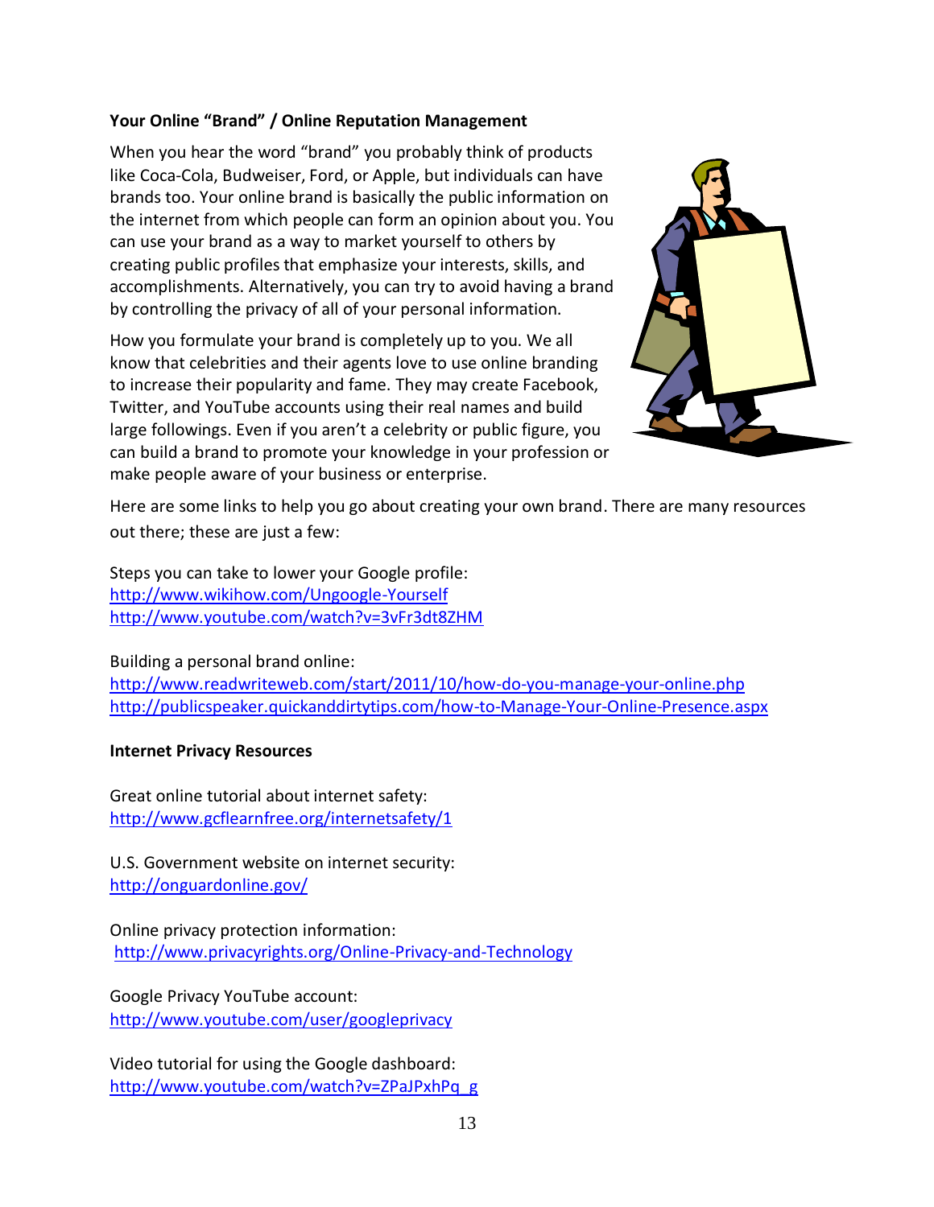### Your Online "Brand" / Online Reputation Management

When you hear the word "brand" you probably think of products like Coca-Cola, Budweiser, Ford, or Apple, but individuals can have brands too. Your online brand is basically the public information on the internet from which people can form an opinion about you. You can use your brand as a way to market yourself to others by creating public profiles that emphasize your interests, skills, and accomplishments. Alternatively, you can try to avoid having a brand by controlling the privacy of all of your personal information.

How you formulate your brand is completely up to you. We all know that celebrities and their agents love to use online branding to increase their popularity and fame. They may create Facebook, Twitter, and YouTube accounts using their real names and build large followings. Even if you aren't a celebrity or public figure, you can build a brand to promote your knowledge in your profession or make people aware of your business or enterprise.

Here are some links to help you go about creating your own brand. There are many resources out there; these are just a few:

Steps you can take to lower your Google profile:
http://www.wikihow.com/Ungoogle-Yourself
http://www.youtube.com/watch?v=3vFr3dt8ZHM

Building a personal brand online:
http://www.readwriteweb.com/start/2011/10/how-do-you-manage-your-online.php
http://publicspeaker.quickanddirtytips.com/how-to-Manage-Your-Online-Presence.aspx

### Internet Privacy Resources

Great online tutorial about internet safety:
http://www.gcflearnfree.org/internetsafety/1

U.S. Government website on internet security:
http://onguardonline.gov/

Online privacy protection information:
http://www.privacyrights.org/Online-Privacy-and-Technology

Google Privacy YouTube account:
http://www.youtube.com/user/googleprivacy

Video tutorial for using the Google dashboard:
http://www.youtube.com/watch?v=ZPaJPxhPq_g